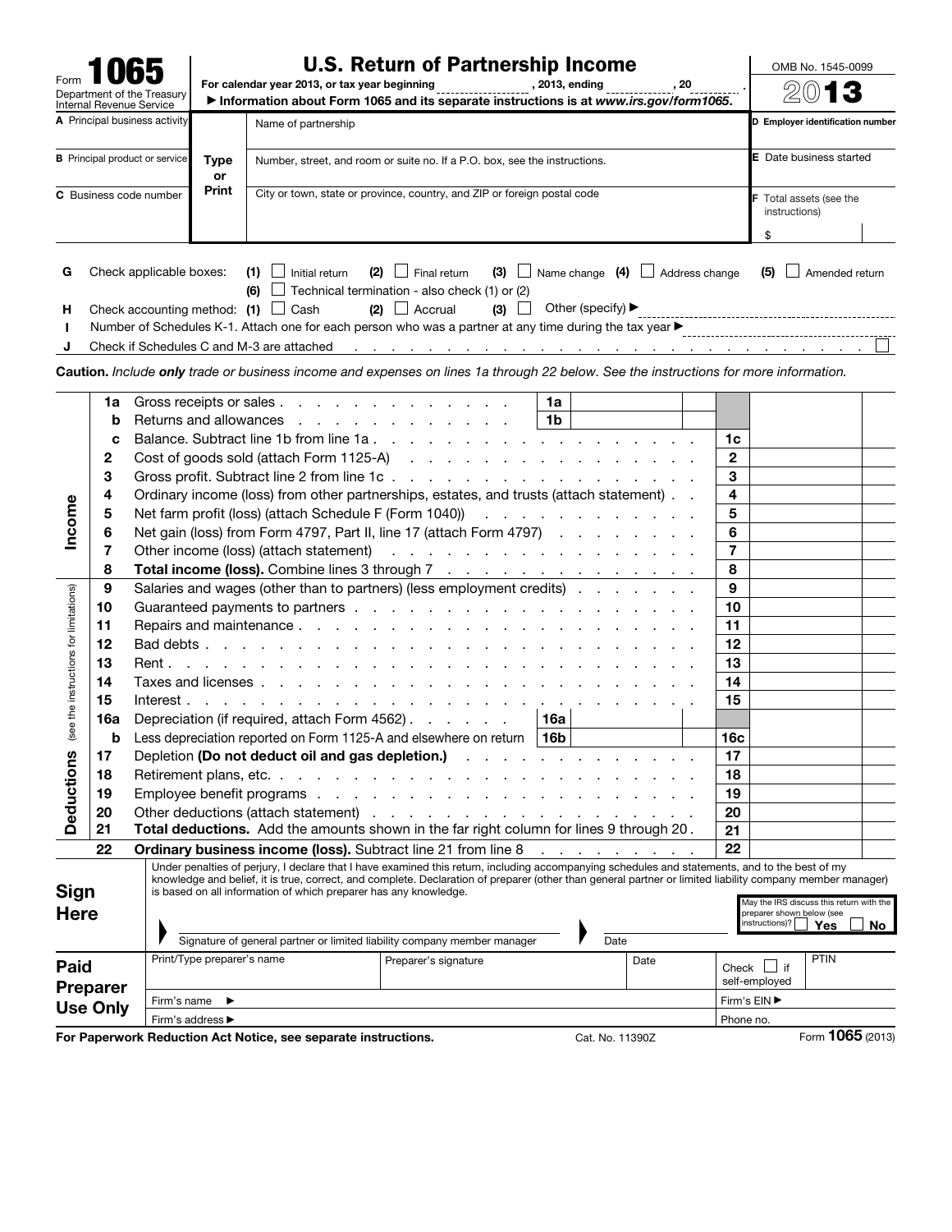# Form 1065

Department of the Treasury
Internal Revenue Service

## U.S. Return of Partnership Income

For calendar year 2013, or tax year beginning ______________, 2013, ending ______________, 20 ______.

► Information about Form 1065 and its separate instructions is at *www.irs.gov/form1065*.

OMB No. 1545-0099

**2013**

| | Type or Print | |
|---|---|---|
| **A** Principal business activity | Name of partnership | **D** Employer identification number |
| **B** Principal product or service | Number, street, and room or suite no. If a P.O. box, see the instructions. | **E** Date business started |
| **C** Business code number | City or town, state or province, country, and ZIP or foreign postal code | **F** Total assets (see the instructions) $ |

**G** Check applicable boxes: **(1)** ☐ Initial return **(2)** ☐ Final return **(3)** ☐ Name change **(4)** ☐ Address change **(5)** ☐ Amended return
**(6)** ☐ Technical termination - also check (1) or (2)

**H** Check accounting method: **(1)** ☐ Cash **(2)** ☐ Accrual **(3)** ☐ Other (specify) ►

**I** Number of Schedules K-1. Attach one for each person who was a partner at any time during the tax year ►

**J** Check if Schedules C and M-3 are attached ☐

**Caution.** *Include **only** trade or business income and expenses on lines 1a through 22 below. See the instructions for more information.*

| | Line | Description | | | Line | Amount |
|---|---|---|---|---|---|---|
| **Income** | 1a | Gross receipts or sales | 1a | | | |
| | b | Returns and allowances | 1b | | | |
| | c | Balance. Subtract line 1b from line 1a | | | 1c | |
| | 2 | Cost of goods sold (attach Form 1125-A) | | | 2 | |
| | 3 | Gross profit. Subtract line 2 from line 1c | | | 3 | |
| | 4 | Ordinary income (loss) from other partnerships, estates, and trusts (attach statement) | | | 4 | |
| | 5 | Net farm profit (loss) (attach Schedule F (Form 1040)) | | | 5 | |
| | 6 | Net gain (loss) from Form 4797, Part II, line 17 (attach Form 4797) | | | 6 | |
| | 7 | Other income (loss) (attach statement) | | | 7 | |
| | 8 | **Total income (loss).** Combine lines 3 through 7 | | | 8 | |
| **Deductions** (see the instructions for limitations) | 9 | Salaries and wages (other than to partners) (less employment credits) | | | 9 | |
| | 10 | Guaranteed payments to partners | | | 10 | |
| | 11 | Repairs and maintenance | | | 11 | |
| | 12 | Bad debts | | | 12 | |
| | 13 | Rent | | | 13 | |
| | 14 | Taxes and licenses | | | 14 | |
| | 15 | Interest | | | 15 | |
| | 16a | Depreciation (if required, attach Form 4562) | 16a | | | |
| | b | Less depreciation reported on Form 1125-A and elsewhere on return | 16b | | 16c | |
| | 17 | Depletion **(Do not deduct oil and gas depletion.)** | | | 17 | |
| | 18 | Retirement plans, etc. | | | 18 | |
| | 19 | Employee benefit programs | | | 19 | |
| | 20 | Other deductions (attach statement) | | | 20 | |
| | 21 | **Total deductions.** Add the amounts shown in the far right column for lines 9 through 20 | | | 21 | |
| | 22 | **Ordinary business income (loss).** Subtract line 21 from line 8 | | | 22 | |

### Sign Here

Under penalties of perjury, I declare that I have examined this return, including accompanying schedules and statements, and to the best of my knowledge and belief, it is true, correct, and complete. Declaration of preparer (other than general partner or limited liability company member manager) is based on all information of which preparer has any knowledge.

Signature of general partner or limited liability company member manager ______ Date ______

May the IRS discuss this return with the preparer shown below (see instructions)? ☐ Yes ☐ No

### Paid Preparer Use Only

| Print/Type preparer's name | Preparer's signature | Date | Check ☐ if self-employed | PTIN |
|---|---|---|---|---|
| Firm's name ► | | | Firm's EIN ► | |
| Firm's address ► | | | Phone no. | |

**For Paperwork Reduction Act Notice, see separate instructions.** Cat. No. 11390Z Form **1065** (2013)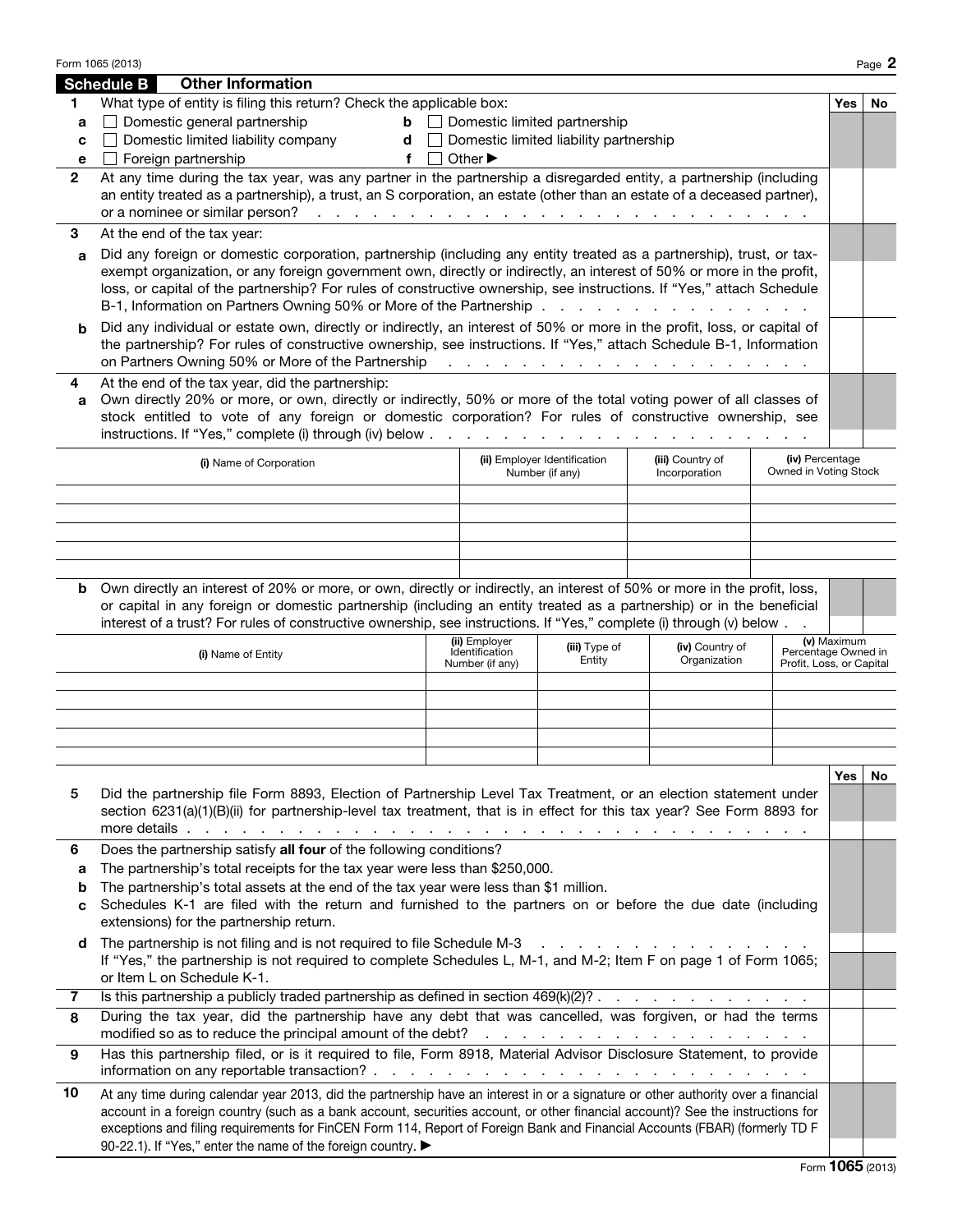## Schedule B — Other Information

| | | Yes | No |
|---|---|---|---|
| **1** | What type of entity is filing this return? Check the applicable box: | | |
| **a** | ☐ Domestic general partnership &nbsp;&nbsp; **b** ☐ Domestic limited partnership | | |
| **c** | ☐ Domestic limited liability company &nbsp;&nbsp; **d** ☐ Domestic limited liability partnership | | |
| **e** | ☐ Foreign partnership &nbsp;&nbsp; **f** ☐ Other ▶ | | |
| **2** | At any time during the tax year, was any partner in the partnership a disregarded entity, a partnership (including an entity treated as a partnership), a trust, an S corporation, an estate (other than an estate of a deceased partner), or a nominee or similar person? | | |
| **3** | At the end of the tax year: | | |
| **a** | Did any foreign or domestic corporation, partnership (including any entity treated as a partnership), trust, or tax-exempt organization, or any foreign government own, directly or indirectly, an interest of 50% or more in the profit, loss, or capital of the partnership? For rules of constructive ownership, see instructions. If "Yes," attach Schedule B-1, Information on Partners Owning 50% or More of the Partnership | | |
| **b** | Did any individual or estate own, directly or indirectly, an interest of 50% or more in the profit, loss, or capital of the partnership? For rules of constructive ownership, see instructions. If "Yes," attach Schedule B-1, Information on Partners Owning 50% or More of the Partnership | | |
| **4** | At the end of the tax year, did the partnership: | | |
| **a** | Own directly 20% or more, or own, directly or indirectly, 50% or more of the total voting power of all classes of stock entitled to vote of any foreign or domestic corporation? For rules of constructive ownership, see instructions. If "Yes," complete (i) through (iv) below | | |

| (i) Name of Corporation | (ii) Employer Identification Number (if any) | (iii) Country of Incorporation | (iv) Percentage Owned in Voting Stock |
|---|---|---|---|
| | | | |
| | | | |
| | | | |
| | | | |

**b** Own directly an interest of 20% or more, or own, directly or indirectly, an interest of 50% or more in the profit, loss, or capital in any foreign or domestic partnership (including an entity treated as a partnership) or in the beneficial interest of a trust? For rules of constructive ownership, see instructions. If "Yes," complete (i) through (v) below

| (i) Name of Entity | (ii) Employer Identification Number (if any) | (iii) Type of Entity | (iv) Country of Organization | (v) Maximum Percentage Owned in Profit, Loss, or Capital |
|---|---|---|---|---|
| | | | | |
| | | | | |
| | | | | |
| | | | | |

| | | Yes | No |
|---|---|---|---|
| **5** | Did the partnership file Form 8893, Election of Partnership Level Tax Treatment, or an election statement under section 6231(a)(1)(B)(ii) for partnership-level tax treatment, that is in effect for this tax year? See Form 8893 for more details | | |
| **6** | Does the partnership satisfy **all four** of the following conditions? | | |
| **a** | The partnership's total receipts for the tax year were less than $250,000. | | |
| **b** | The partnership's total assets at the end of the tax year were less than $1 million. | | |
| **c** | Schedules K-1 are filed with the return and furnished to the partners on or before the due date (including extensions) for the partnership return. | | |
| **d** | The partnership is not filing and is not required to file Schedule M-3<br>If "Yes," the partnership is not required to complete Schedules L, M-1, and M-2; Item F on page 1 of Form 1065; or Item L on Schedule K-1. | | |
| **7** | Is this partnership a publicly traded partnership as defined in section 469(k)(2)? | | |
| **8** | During the tax year, did the partnership have any debt that was cancelled, was forgiven, or had the terms modified so as to reduce the principal amount of the debt? | | |
| **9** | Has this partnership filed, or is it required to file, Form 8918, Material Advisor Disclosure Statement, to provide information on any reportable transaction? | | |
| **10** | At any time during calendar year 2013, did the partnership have an interest in or a signature or other authority over a financial account in a foreign country (such as a bank account, securities account, or other financial account)? See the instructions for exceptions and filing requirements for FinCEN Form 114, Report of Foreign Bank and Financial Accounts (FBAR) (formerly TD F 90-22.1). If "Yes," enter the name of the foreign country. ▶ | | |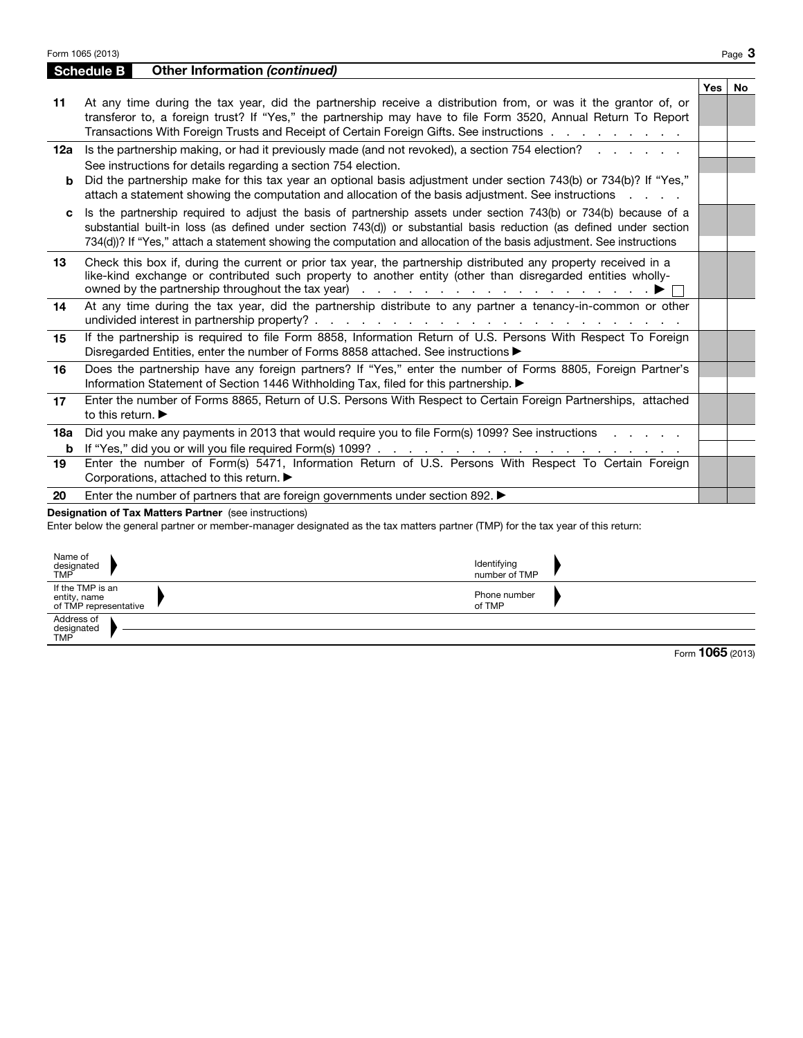## Schedule B Other Information *(continued)*

| | | Yes | No |
|---|---|---|---|
| 11 | At any time during the tax year, did the partnership receive a distribution from, or was it the grantor of, or transferor to, a foreign trust? If "Yes," the partnership may have to file Form 3520, Annual Return To Report Transactions With Foreign Trusts and Receipt of Certain Foreign Gifts. See instructions | | |
| 12a | Is the partnership making, or had it previously made (and not revoked), a section 754 election? See instructions for details regarding a section 754 election. | | |
| b | Did the partnership make for this tax year an optional basis adjustment under section 743(b) or 734(b)? If "Yes," attach a statement showing the computation and allocation of the basis adjustment. See instructions | | |
| c | Is the partnership required to adjust the basis of partnership assets under section 743(b) or 734(b) because of a substantial built-in loss (as defined under section 743(d)) or substantial basis reduction (as defined under section 734(d))? If "Yes," attach a statement showing the computation and allocation of the basis adjustment. See instructions | | |
| 13 | Check this box if, during the current or prior tax year, the partnership distributed any property received in a like-kind exchange or contributed such property to another entity (other than disregarded entities wholly-owned by the partnership throughout the tax year) ▶ ☐ | | |
| 14 | At any time during the tax year, did the partnership distribute to any partner a tenancy-in-common or other undivided interest in partnership property? | | |
| 15 | If the partnership is required to file Form 8858, Information Return of U.S. Persons With Respect To Foreign Disregarded Entities, enter the number of Forms 8858 attached. See instructions ▶ | | |
| 16 | Does the partnership have any foreign partners? If "Yes," enter the number of Forms 8805, Foreign Partner's Information Statement of Section 1446 Withholding Tax, filed for this partnership. ▶ | | |
| 17 | Enter the number of Forms 8865, Return of U.S. Persons With Respect to Certain Foreign Partnerships, attached to this return. ▶ | | |
| 18a | Did you make any payments in 2013 that would require you to file Form(s) 1099? See instructions | | |
| b | If "Yes," did you or will you file required Form(s) 1099? | | |
| 19 | Enter the number of Form(s) 5471, Information Return of U.S. Persons With Respect To Certain Foreign Corporations, attached to this return. ▶ | | |
| 20 | Enter the number of partners that are foreign governments under section 892. ▶ | | |

**Designation of Tax Matters Partner** (see instructions)

Enter below the general partner or member-manager designated as the tax matters partner (TMP) for the tax year of this return:

| | | | |
|---|---|---|---|
| Name of designated TMP ▶ | | Identifying number of TMP ▶ | |
| If the TMP is an entity, name of TMP representative ▶ | | Phone number of TMP ▶ | |
| Address of designated TMP ▶ | | | |

Form **1065** (2013)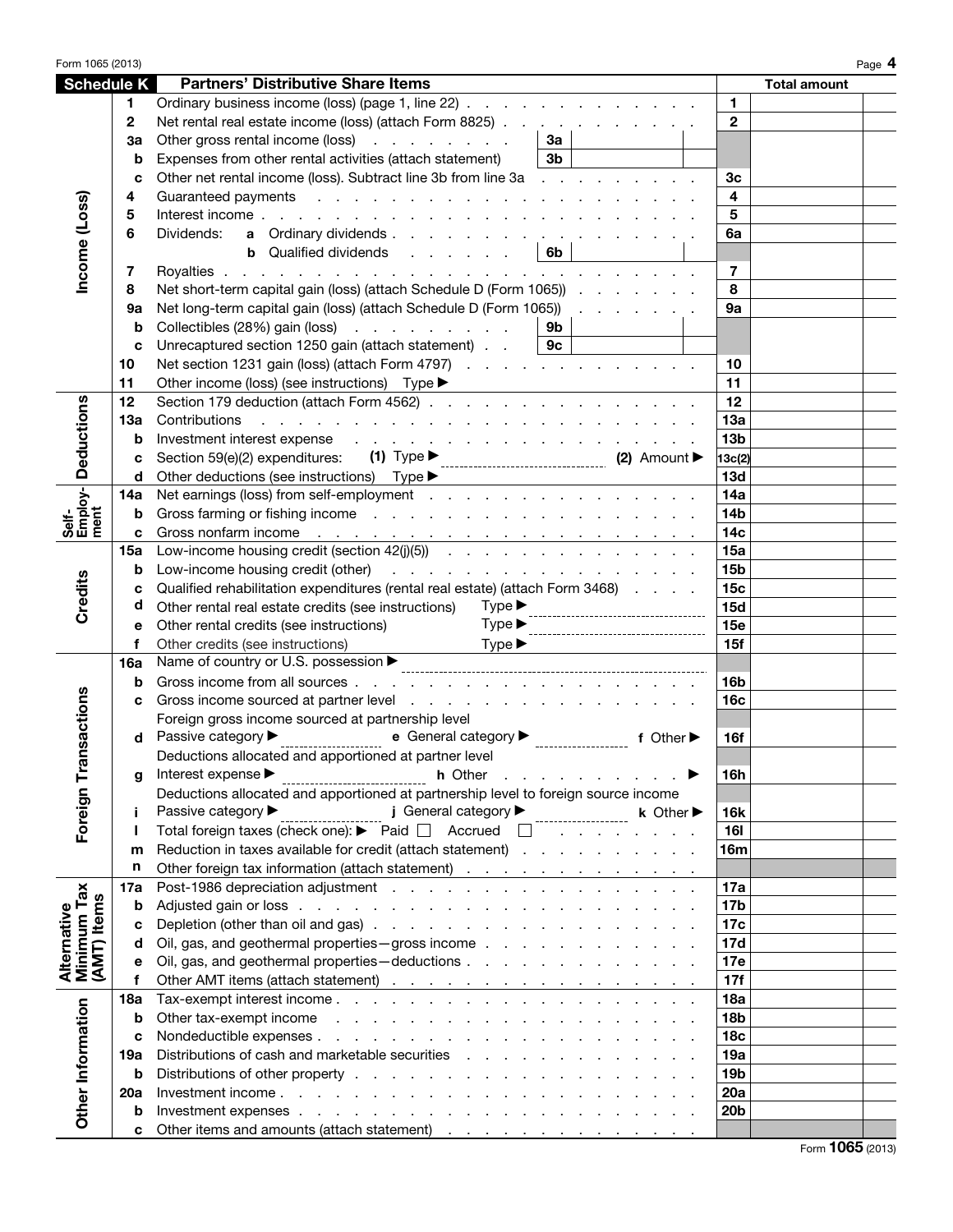## Schedule K — Partners' Distributive Share Items

| Section | Line | Description | | Line No. | Total amount |
|---|---|---|---|---|---|
| Income (Loss) | 1 | Ordinary business income (loss) (page 1, line 22) | | 1 | |
| | 2 | Net rental real estate income (loss) (attach Form 8825) | | 2 | |
| | 3a | Other gross rental income (loss) | 3a | | |
| | b | Expenses from other rental activities (attach statement) | 3b | | |
| | c | Other net rental income (loss). Subtract line 3b from line 3a | | 3c | |
| | 4 | Guaranteed payments | | 4 | |
| | 5 | Interest income | | 5 | |
| | 6 | Dividends: **a** Ordinary dividends | | 6a | |
| | | **b** Qualified dividends | 6b | | |
| | 7 | Royalties | | 7 | |
| | 8 | Net short-term capital gain (loss) (attach Schedule D (Form 1065)) | | 8 | |
| | 9a | Net long-term capital gain (loss) (attach Schedule D (Form 1065)) | | 9a | |
| | b | Collectibles (28%) gain (loss) | 9b | | |
| | c | Unrecaptured section 1250 gain (attach statement) | 9c | | |
| | 10 | Net section 1231 gain (loss) (attach Form 4797) | | 10 | |
| | 11 | Other income (loss) (see instructions) Type ▶ | | 11 | |
| Deductions | 12 | Section 179 deduction (attach Form 4562) | | 12 | |
| | 13a | Contributions | | 13a | |
| | b | Investment interest expense | | 13b | |
| | c | Section 59(e)(2) expenditures: **(1)** Type ▶ **(2)** Amount ▶ | | 13c(2) | |
| | d | Other deductions (see instructions) Type ▶ | | 13d | |
| Self-Employment | 14a | Net earnings (loss) from self-employment | | 14a | |
| | b | Gross farming or fishing income | | 14b | |
| | c | Gross nonfarm income | | 14c | |
| Credits | 15a | Low-income housing credit (section 42(j)(5)) | | 15a | |
| | b | Low-income housing credit (other) | | 15b | |
| | c | Qualified rehabilitation expenditures (rental real estate) (attach Form 3468) | | 15c | |
| | d | Other rental real estate credits (see instructions) Type ▶ | | 15d | |
| | e | Other rental credits (see instructions) Type ▶ | | 15e | |
| | f | Other credits (see instructions) Type ▶ | | 15f | |
| Foreign Transactions | 16a | Name of country or U.S. possession ▶ | | | |
| | b | Gross income from all sources | | 16b | |
| | c | Gross income sourced at partner level | | 16c | |
| | | Foreign gross income sourced at partnership level | | | |
| | d | Passive category ▶ **e** General category ▶ **f** Other ▶ | | 16f | |
| | | Deductions allocated and apportioned at partner level | | | |
| | g | Interest expense ▶ **h** Other ▶ | | 16h | |
| | | Deductions allocated and apportioned at partnership level to foreign source income | | | |
| | i | Passive category ▶ **j** General category ▶ **k** Other ▶ | | 16k | |
| | l | Total foreign taxes (check one): ▶ Paid ☐ Accrued ☐ | | 16l | |
| | m | Reduction in taxes available for credit (attach statement) | | 16m | |
| | n | Other foreign tax information (attach statement) | | | |
| Alternative Minimum Tax (AMT) Items | 17a | Post-1986 depreciation adjustment | | 17a | |
| | b | Adjusted gain or loss | | 17b | |
| | c | Depletion (other than oil and gas) | | 17c | |
| | d | Oil, gas, and geothermal properties—gross income | | 17d | |
| | e | Oil, gas, and geothermal properties—deductions | | 17e | |
| | f | Other AMT items (attach statement) | | 17f | |
| Other Information | 18a | Tax-exempt interest income | | 18a | |
| | b | Other tax-exempt income | | 18b | |
| | c | Nondeductible expenses | | 18c | |
| | 19a | Distributions of cash and marketable securities | | 19a | |
| | b | Distributions of other property | | 19b | |
| | 20a | Investment income | | 20a | |
| | b | Investment expenses | | 20b | |
| | c | Other items and amounts (attach statement) | | | |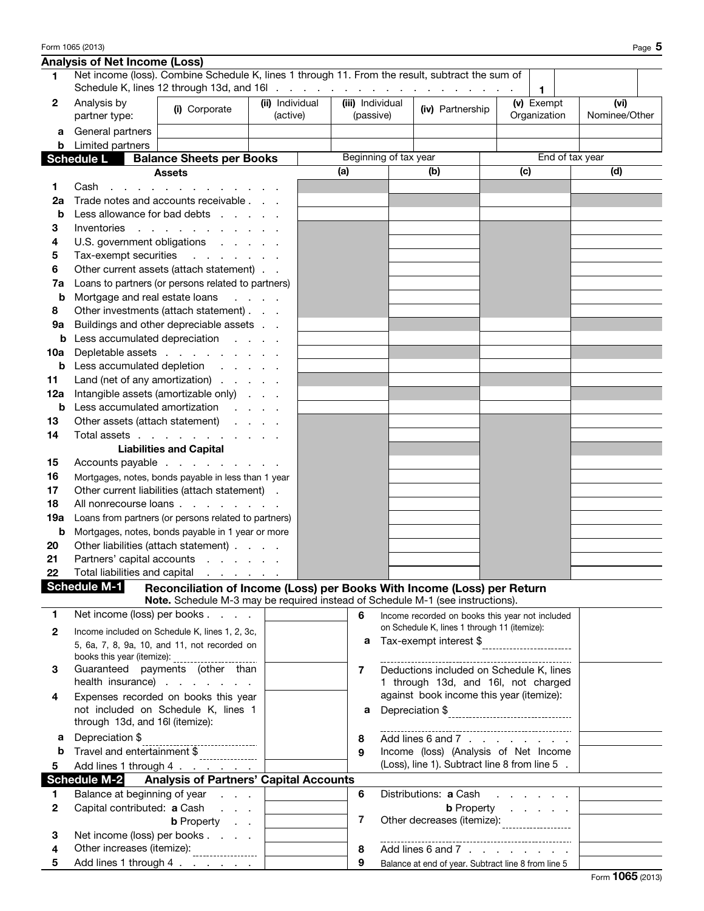## Analysis of Net Income (Loss)

| | | | | | | | |
|---|---|---|---|---|---|---|---|
| **1** | Net income (loss). Combine Schedule K, lines 1 through 11. From the result, subtract the sum of Schedule K, lines 12 through 13d, and 16l | | | | | **1** | |
| **2** | Analysis by partner type: | **(i)** Corporate | **(ii)** Individual (active) | **(iii)** Individual (passive) | **(iv)** Partnership | **(v)** Exempt Organization | **(vi)** Nominee/Other |
| **a** | General partners | | | | | | |
| **b** | Limited partners | | | | | | |

## Schedule L — Balance Sheets per Books

| | | Beginning of tax year | | End of tax year | |
|---|---|---|---|---|---|
| | **Assets** | **(a)** | **(b)** | **(c)** | **(d)** |
| **1** | Cash | | | | |
| **2a** | Trade notes and accounts receivable | | | | |
| **b** | Less allowance for bad debts | | | | |
| **3** | Inventories | | | | |
| **4** | U.S. government obligations | | | | |
| **5** | Tax-exempt securities | | | | |
| **6** | Other current assets (attach statement) | | | | |
| **7a** | Loans to partners (or persons related to partners) | | | | |
| **b** | Mortgage and real estate loans | | | | |
| **8** | Other investments (attach statement) | | | | |
| **9a** | Buildings and other depreciable assets | | | | |
| **b** | Less accumulated depreciation | | | | |
| **10a** | Depletable assets | | | | |
| **b** | Less accumulated depletion | | | | |
| **11** | Land (net of any amortization) | | | | |
| **12a** | Intangible assets (amortizable only) | | | | |
| **b** | Less accumulated amortization | | | | |
| **13** | Other assets (attach statement) | | | | |
| **14** | Total assets | | | | |
| | **Liabilities and Capital** | | | | |
| **15** | Accounts payable | | | | |
| **16** | Mortgages, notes, bonds payable in less than 1 year | | | | |
| **17** | Other current liabilities (attach statement) | | | | |
| **18** | All nonrecourse loans | | | | |
| **19a** | Loans from partners (or persons related to partners) | | | | |
| **b** | Mortgages, notes, bonds payable in 1 year or more | | | | |
| **20** | Other liabilities (attach statement) | | | | |
| **21** | Partners' capital accounts | | | | |
| **22** | Total liabilities and capital | | | | |

## Schedule M-1 — Reconciliation of Income (Loss) per Books With Income (Loss) per Return

**Note.** Schedule M-3 may be required instead of Schedule M-1 (see instructions).

| | | | | | |
|---|---|---|---|---|---|
| **1** | Net income (loss) per books | | **6** | Income recorded on books this year not included on Schedule K, lines 1 through 11 (itemize): | |
| **2** | Income included on Schedule K, lines 1, 2, 3c, 5, 6a, 7, 8, 9a, 10, and 11, not recorded on books this year (itemize): | | **a** | Tax-exempt interest $ | |
| **3** | Guaranteed payments (other than health insurance) | | **7** | Deductions included on Schedule K, lines 1 through 13d, and 16l, not charged against book income this year (itemize): | |
| **4** | Expenses recorded on books this year not included on Schedule K, lines 1 through 13d, and 16l (itemize): | | **a** | Depreciation $ | |
| **a** | Depreciation $ | | **8** | Add lines 6 and 7 | |
| **b** | Travel and entertainment $ | | **9** | Income (loss) (Analysis of Net Income (Loss), line 1). Subtract line 8 from line 5 | |
| **5** | Add lines 1 through 4 | | | | |

## Schedule M-2 — Analysis of Partners' Capital Accounts

| | | | | | |
|---|---|---|---|---|---|
| **1** | Balance at beginning of year | | **6** | Distributions: **a** Cash | |
| **2** | Capital contributed: **a** Cash | | | **b** Property | |
| | **b** Property | | **7** | Other decreases (itemize): | |
| **3** | Net income (loss) per books | | | | |
| **4** | Other increases (itemize): | | **8** | Add lines 6 and 7 | |
| **5** | Add lines 1 through 4 | | **9** | Balance at end of year. Subtract line 8 from line 5 | |

Form **1065** (2013)